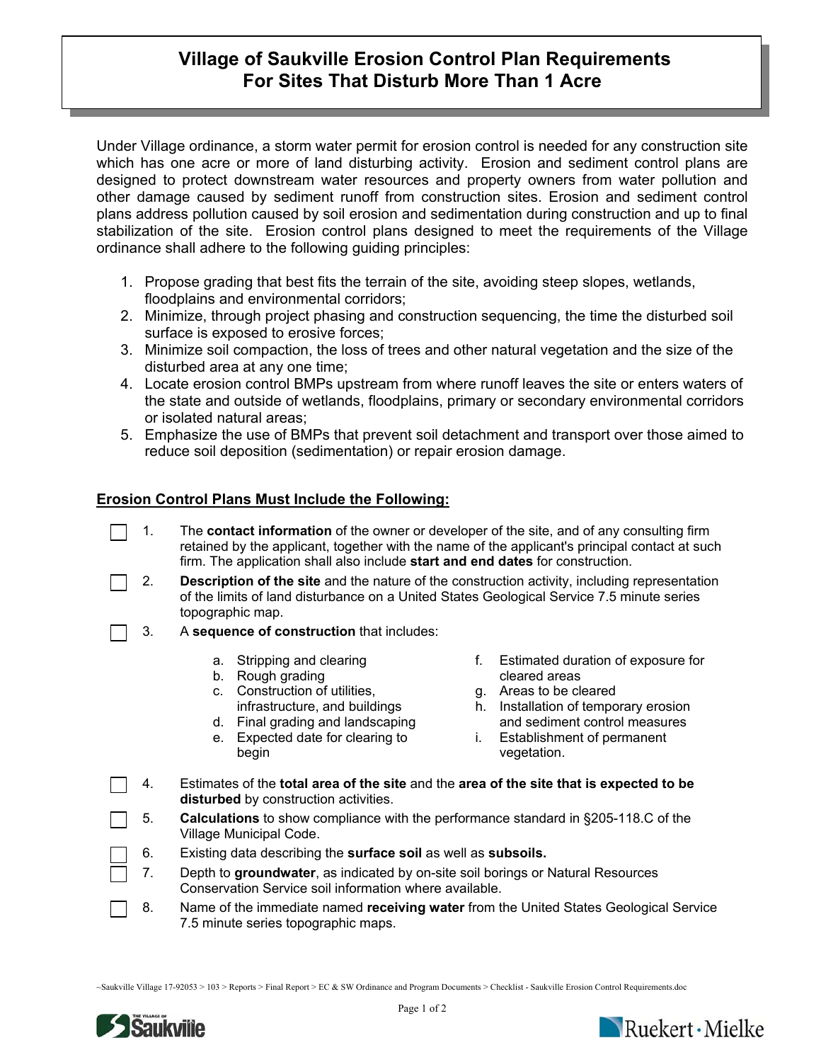# Village of Saukville Erosion Control Plan Requirements For Sites That Disturb More Than 1 Acre

Under Village ordinance, a storm water permit for erosion control is needed for any construction site which has one acre or more of land disturbing activity. Erosion and sediment control plans are designed to protect downstream water resources and property owners from water pollution and other damage caused by sediment runoff from construction sites. Erosion and sediment control plans address pollution caused by soil erosion and sedimentation during construction and up to final stabilization of the site. Erosion control plans designed to meet the requirements of the Village ordinance shall adhere to the following guiding principles:

1. Propose grading that best fits the terrain of the site, avoiding steep slopes, wetlands, floodplains and environmental corridors;
2. Minimize, through project phasing and construction sequencing, the time the disturbed soil surface is exposed to erosive forces;
3. Minimize soil compaction, the loss of trees and other natural vegetation and the size of the disturbed area at any one time;
4. Locate erosion control BMPs upstream from where runoff leaves the site or enters waters of the state and outside of wetlands, floodplains, primary or secondary environmental corridors or isolated natural areas;
5. Emphasize the use of BMPs that prevent soil detachment and transport over those aimed to reduce soil deposition (sedimentation) or repair erosion damage.

## Erosion Control Plans Must Include the Following:

- [ ] 1. The **contact information** of the owner or developer of the site, and of any consulting firm retained by the applicant, together with the name of the applicant's principal contact at such firm. The application shall also include **start and end dates** for construction.
- [ ] 2. **Description of the site** and the nature of the construction activity, including representation of the limits of land disturbance on a United States Geological Service 7.5 minute series topographic map.
- [ ] 3. A **sequence of construction** that includes:
  - a. Stripping and clearing
  - b. Rough grading
  - c. Construction of utilities, infrastructure, and buildings
  - d. Final grading and landscaping
  - e. Expected date for clearing to begin
  - f. Estimated duration of exposure for cleared areas
  - g. Areas to be cleared
  - h. Installation of temporary erosion and sediment control measures
  - i. Establishment of permanent vegetation.
- [ ] 4. Estimates of the **total area of the site** and the **area of the site that is expected to be disturbed** by construction activities.
- [ ] 5. **Calculations** to show compliance with the performance standard in §205-118.C of the Village Municipal Code.
- [ ] 6. Existing data describing the **surface soil** as well as **subsoils.**
- [ ] 7. Depth to **groundwater**, as indicated by on-site soil borings or Natural Resources Conservation Service soil information where available.
- [ ] 8. Name of the immediate named **receiving water** from the United States Geological Service 7.5 minute series topographic maps.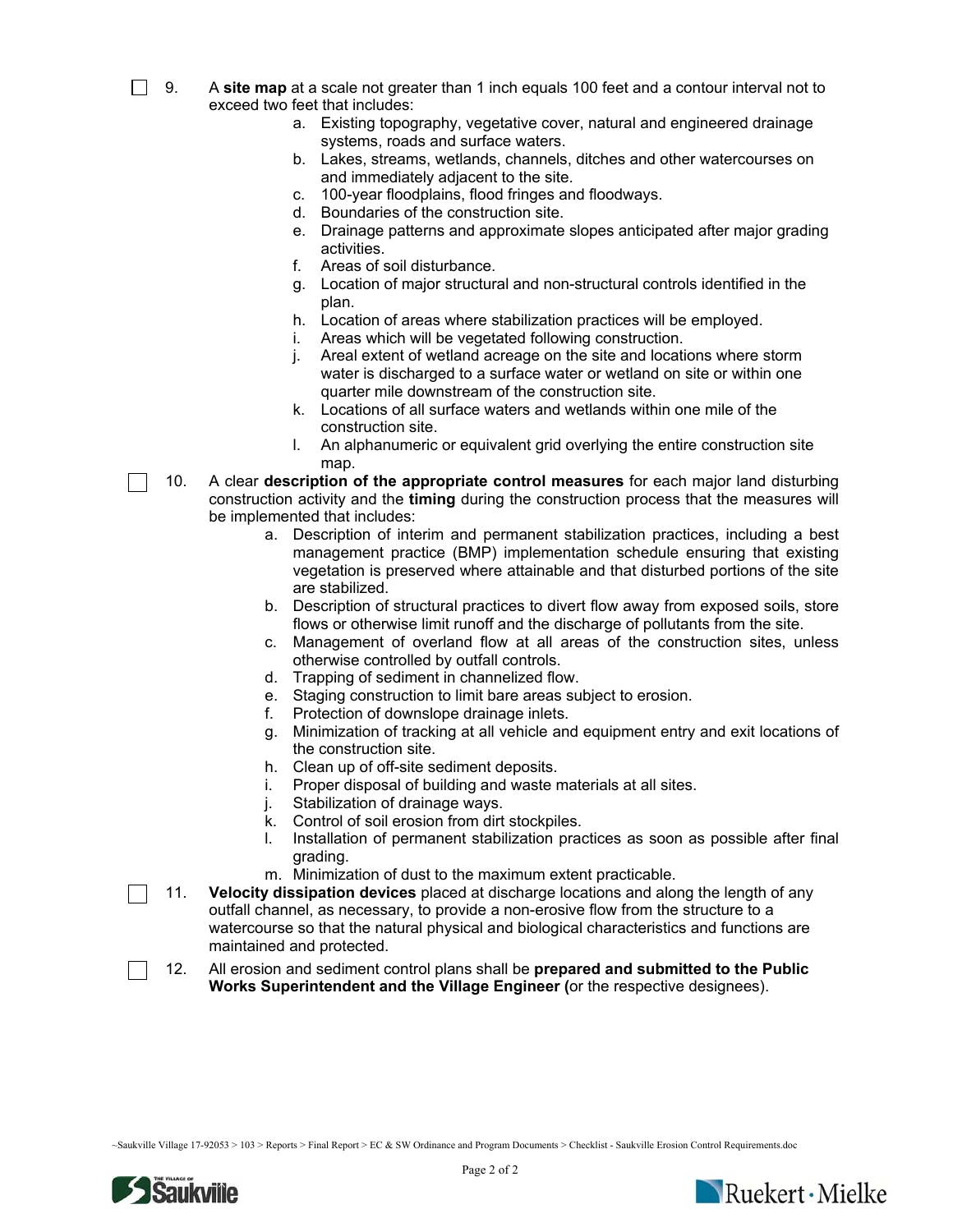- [ ] 9. A **site map** at a scale not greater than 1 inch equals 100 feet and a contour interval not to exceed two feet that includes:
    a. Existing topography, vegetative cover, natural and engineered drainage systems, roads and surface waters.
    b. Lakes, streams, wetlands, channels, ditches and other watercourses on and immediately adjacent to the site.
    c. 100-year floodplains, flood fringes and floodways.
    d. Boundaries of the construction site.
    e. Drainage patterns and approximate slopes anticipated after major grading activities.
    f. Areas of soil disturbance.
    g. Location of major structural and non-structural controls identified in the plan.
    h. Location of areas where stabilization practices will be employed.
    i. Areas which will be vegetated following construction.
    j. Areal extent of wetland acreage on the site and locations where storm water is discharged to a surface water or wetland on site or within one quarter mile downstream of the construction site.
    k. Locations of all surface waters and wetlands within one mile of the construction site.
    l. An alphanumeric or equivalent grid overlying the entire construction site map.
- [ ] 10. A clear **description of the appropriate control measures** for each major land disturbing construction activity and the **timing** during the construction process that the measures will be implemented that includes:
    a. Description of interim and permanent stabilization practices, including a best management practice (BMP) implementation schedule ensuring that existing vegetation is preserved where attainable and that disturbed portions of the site are stabilized.
    b. Description of structural practices to divert flow away from exposed soils, store flows or otherwise limit runoff and the discharge of pollutants from the site.
    c. Management of overland flow at all areas of the construction sites, unless otherwise controlled by outfall controls.
    d. Trapping of sediment in channelized flow.
    e. Staging construction to limit bare areas subject to erosion.
    f. Protection of downslope drainage inlets.
    g. Minimization of tracking at all vehicle and equipment entry and exit locations of the construction site.
    h. Clean up of off-site sediment deposits.
    i. Proper disposal of building and waste materials at all sites.
    j. Stabilization of drainage ways.
    k. Control of soil erosion from dirt stockpiles.
    l. Installation of permanent stabilization practices as soon as possible after final grading.
    m. Minimization of dust to the maximum extent practicable.
- [ ] 11. **Velocity dissipation devices** placed at discharge locations and along the length of any outfall channel, as necessary, to provide a non-erosive flow from the structure to a watercourse so that the natural physical and biological characteristics and functions are maintained and protected.
- [ ] 12. All erosion and sediment control plans shall be **prepared and submitted to the Public Works Superintendent and the Village Engineer (**or the respective designees).